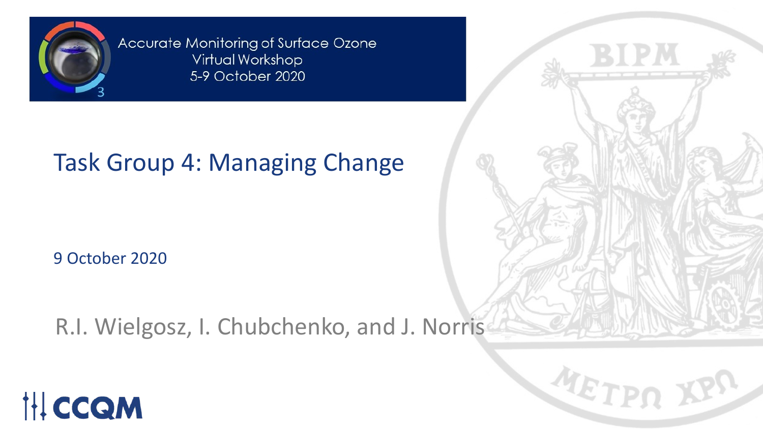Accurate Monitoring of Surface Ozone
Virtual Workshop
5-9 October 2020

# Task Group 4: Managing Change

9 October 2020

R.I. Wielgosz, I. Chubchenko, and J. Norris

CCQM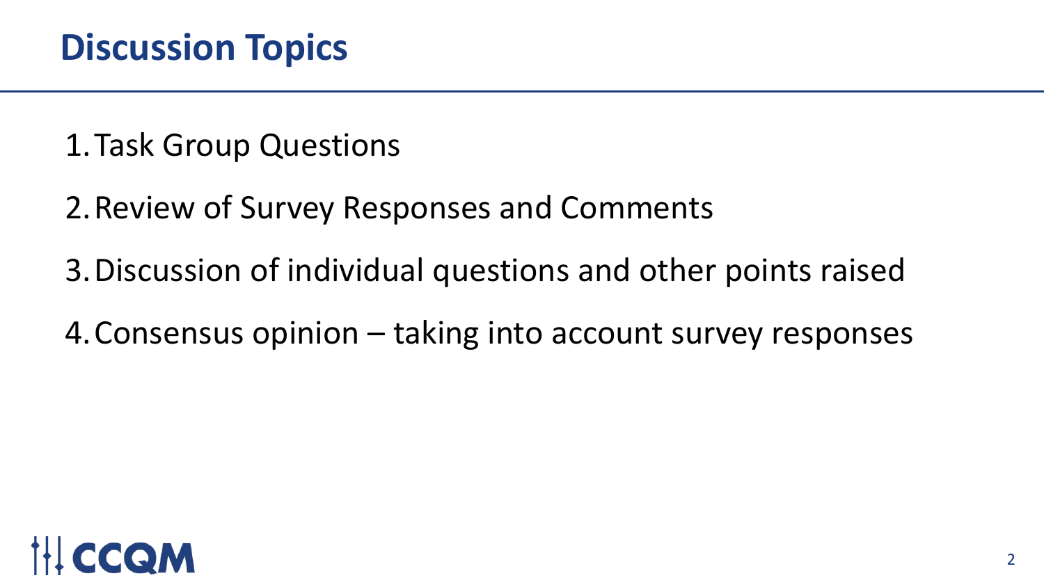# Discussion Topics

1. Task Group Questions
2. Review of Survey Responses and Comments
3. Discussion of individual questions and other points raised
4. Consensus opinion – taking into account survey responses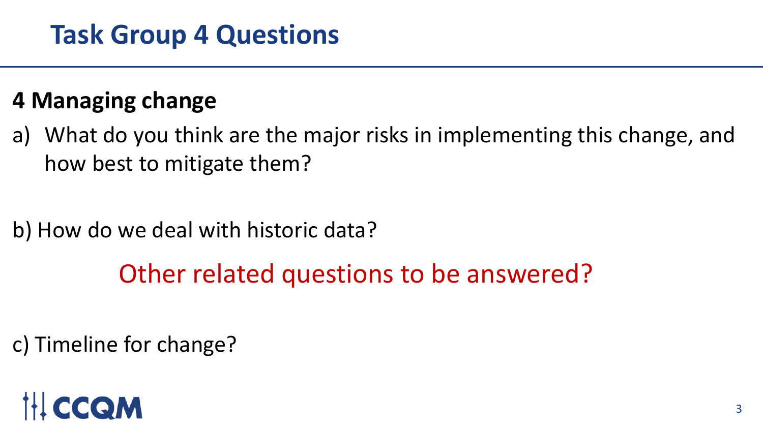# Task Group 4 Questions

## 4 Managing change

a) What do you think are the major risks in implementing this change, and how best to mitigate them?

b) How do we deal with historic data?

Other related questions to be answered?

c) Timeline for change?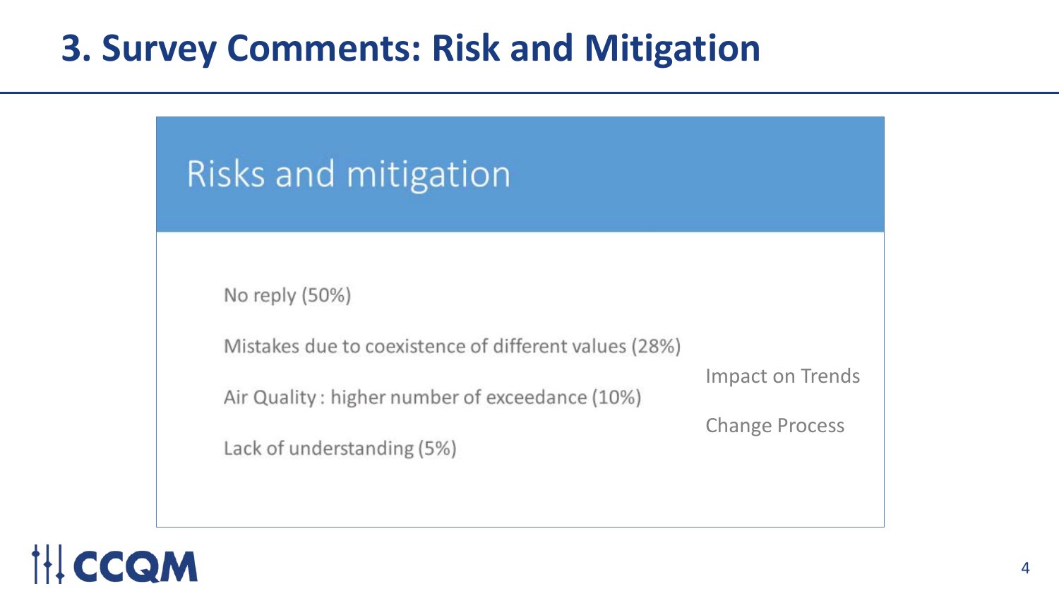# 3. Survey Comments: Risk and Mitigation

## Risks and mitigation

No reply (50%)

Mistakes due to coexistence of different values (28%)

Air Quality : higher number of exceedance (10%)

Lack of understanding (5%)

Impact on Trends

Change Process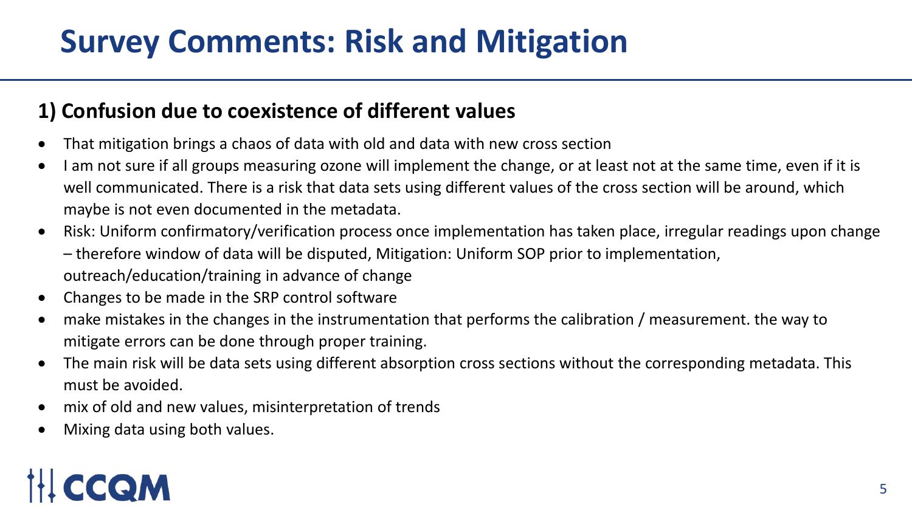# Survey Comments: Risk and Mitigation

## 1) Confusion due to coexistence of different values

- That mitigation brings a chaos of data with old and data with new cross section
- I am not sure if all groups measuring ozone will implement the change, or at least not at the same time, even if it is well communicated. There is a risk that data sets using different values of the cross section will be around, which maybe is not even documented in the metadata.
- Risk: Uniform confirmatory/verification process once implementation has taken place, irregular readings upon change – therefore window of data will be disputed, Mitigation: Uniform SOP prior to implementation, outreach/education/training in advance of change
- Changes to be made in the SRP control software
- make mistakes in the changes in the instrumentation that performs the calibration / measurement. the way to mitigate errors can be done through proper training.
- The main risk will be data sets using different absorption cross sections without the corresponding metadata. This must be avoided.
- mix of old and new values, misinterpretation of trends
- Mixing data using both values.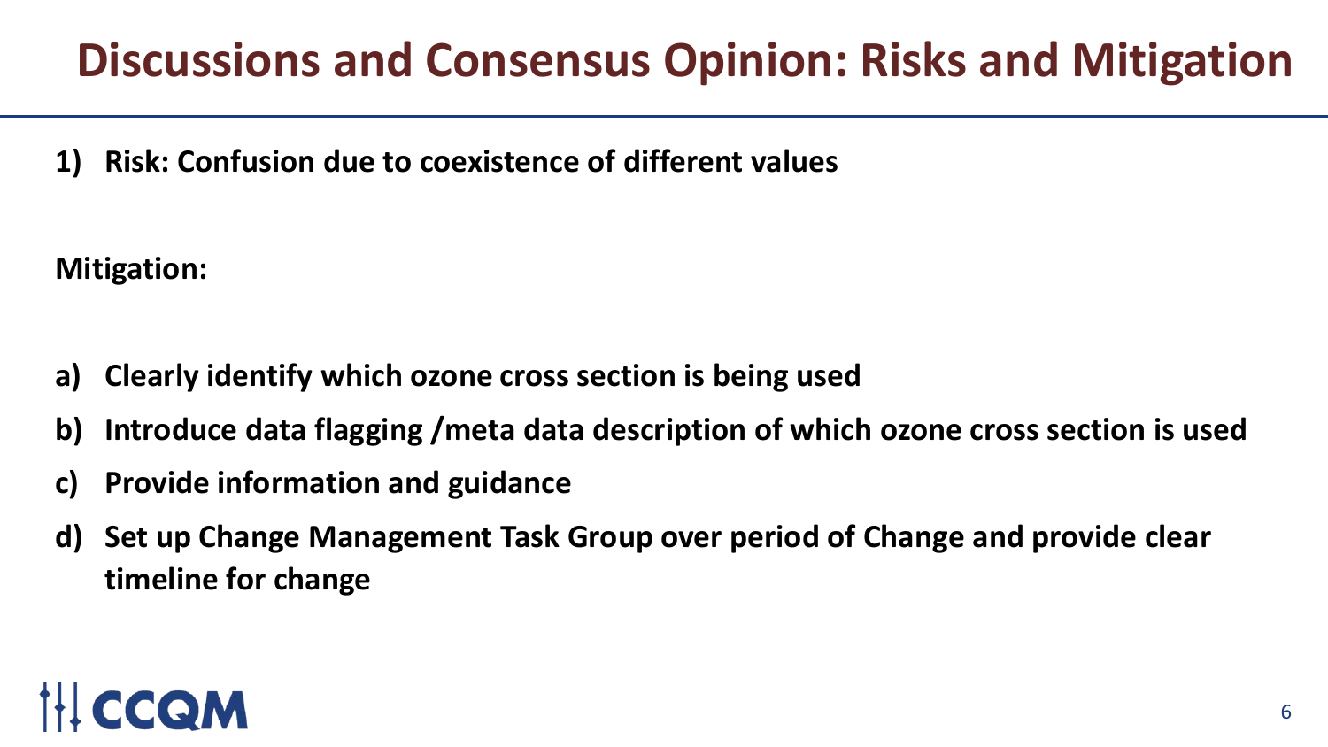# Discussions and Consensus Opinion: Risks and Mitigation

**1) Risk: Confusion due to coexistence of different values**

**Mitigation:**

**a) Clearly identify which ozone cross section is being used**

**b) Introduce data flagging /meta data description of which ozone cross section is used**

**c) Provide information and guidance**

**d) Set up Change Management Task Group over period of Change and provide clear timeline for change**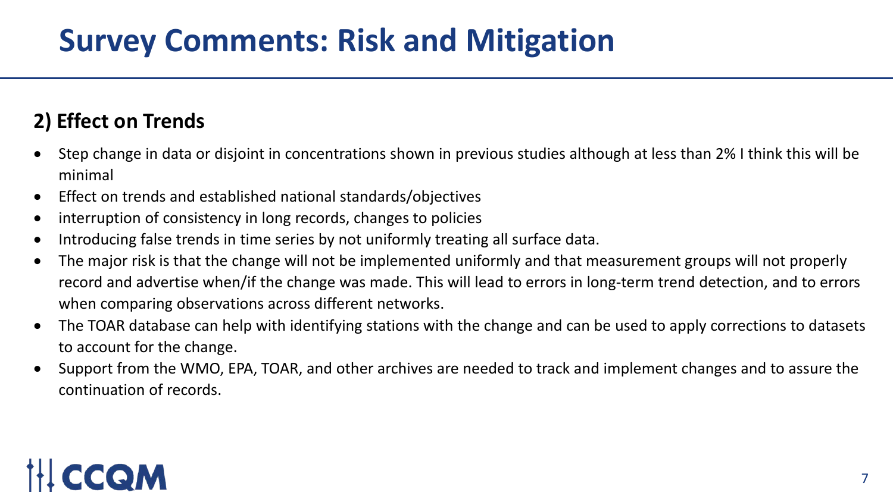# Survey Comments: Risk and Mitigation

## 2) Effect on Trends

- Step change in data or disjoint in concentrations shown in previous studies although at less than 2% I think this will be minimal
- Effect on trends and established national standards/objectives
- interruption of consistency in long records, changes to policies
- Introducing false trends in time series by not uniformly treating all surface data.
- The major risk is that the change will not be implemented uniformly and that measurement groups will not properly record and advertise when/if the change was made. This will lead to errors in long-term trend detection, and to errors when comparing observations across different networks.
- The TOAR database can help with identifying stations with the change and can be used to apply corrections to datasets to account for the change.
- Support from the WMO, EPA, TOAR, and other archives are needed to track and implement changes and to assure the continuation of records.

CCQM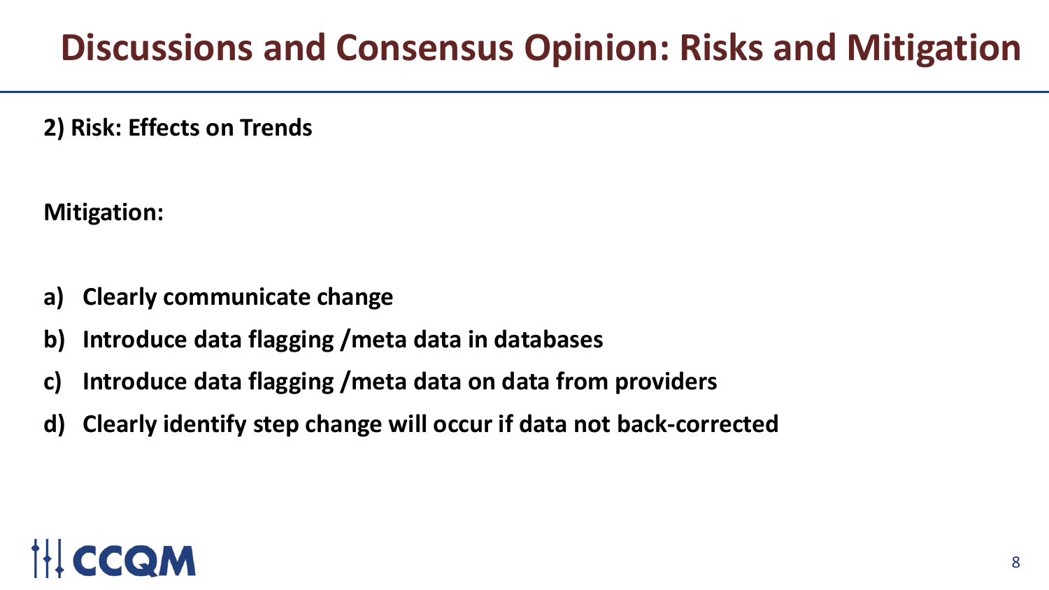# Discussions and Consensus Opinion: Risks and Mitigation

**2) Risk: Effects on Trends**

**Mitigation:**

a) **Clearly communicate change**
b) **Introduce data flagging /meta data in databases**
c) **Introduce data flagging /meta data on data from providers**
d) **Clearly identify step change will occur if data not back-corrected**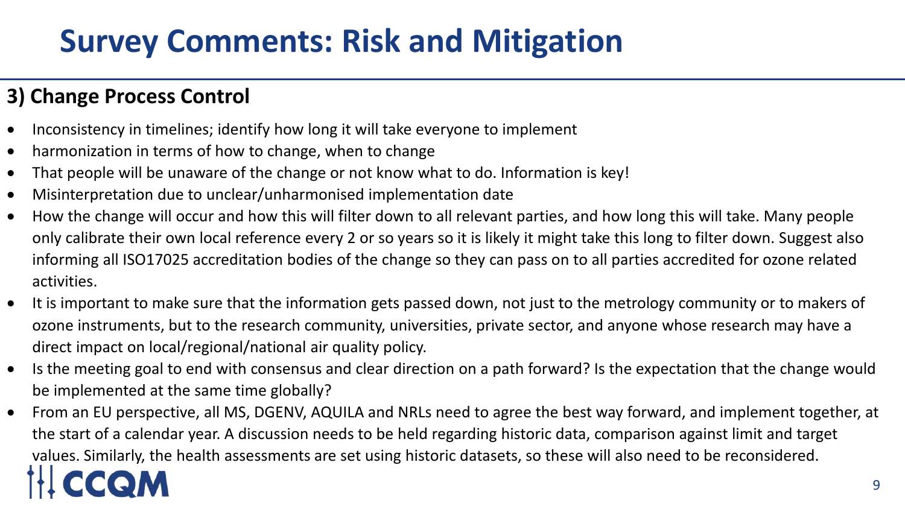# Survey Comments: Risk and Mitigation

## 3) Change Process Control

- Inconsistency in timelines; identify how long it will take everyone to implement
- harmonization in terms of how to change, when to change
- That people will be unaware of the change or not know what to do. Information is key!
- Misinterpretation due to unclear/unharmonised implementation date
- How the change will occur and how this will filter down to all relevant parties, and how long this will take. Many people only calibrate their own local reference every 2 or so years so it is likely it might take this long to filter down. Suggest also informing all ISO17025 accreditation bodies of the change so they can pass on to all parties accredited for ozone related activities.
- It is important to make sure that the information gets passed down, not just to the metrology community or to makers of ozone instruments, but to the research community, universities, private sector, and anyone whose research may have a direct impact on local/regional/national air quality policy.
- Is the meeting goal to end with consensus and clear direction on a path forward? Is the expectation that the change would be implemented at the same time globally?
- From an EU perspective, all MS, DGENV, AQUILA and NRLs need to agree the best way forward, and implement together, at the start of a calendar year. A discussion needs to be held regarding historic data, comparison against limit and target values. Similarly, the health assessments are set using historic datasets, so these will also need to be reconsidered.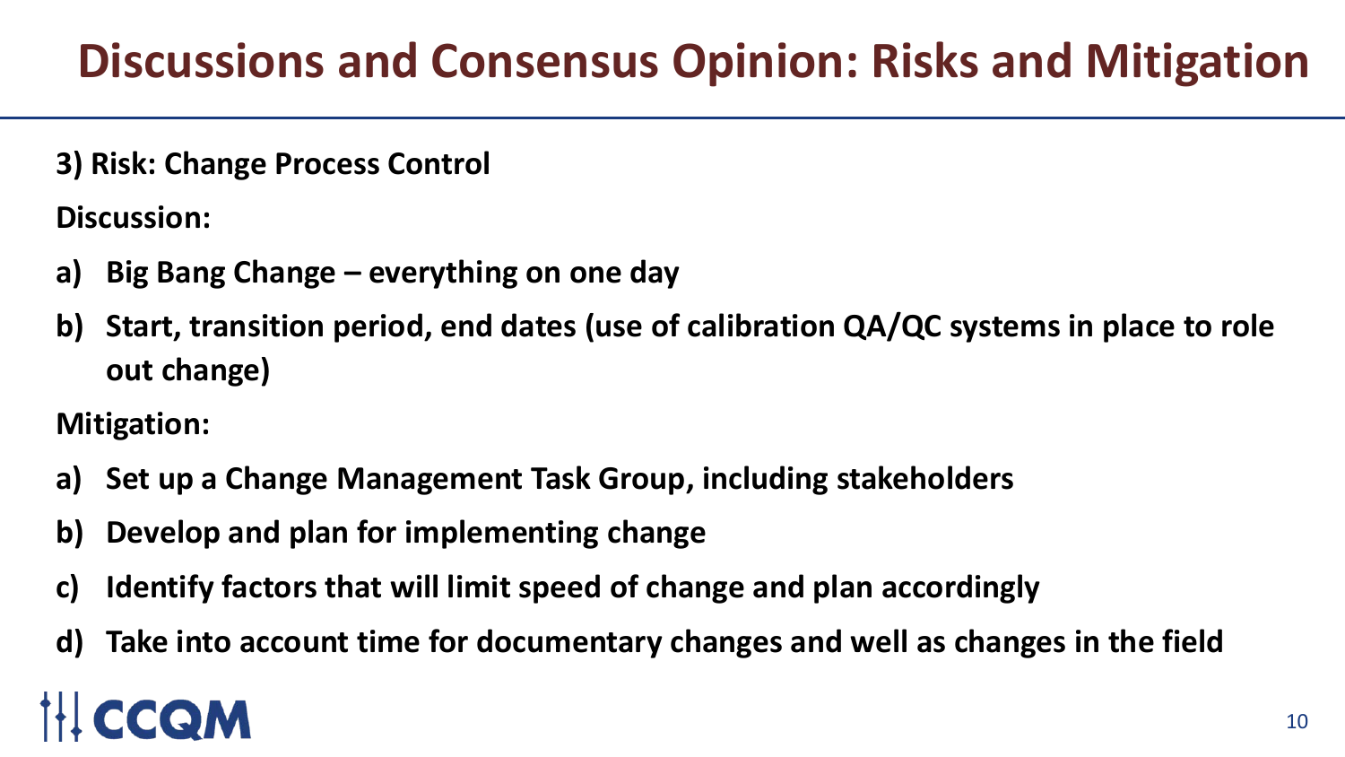# Discussions and Consensus Opinion: Risks and Mitigation

**3) Risk: Change Process Control**

**Discussion:**

a) **Big Bang Change – everything on one day**
b) **Start, transition period, end dates (use of calibration QA/QC systems in place to role out change)**

**Mitigation:**

a) **Set up a Change Management Task Group, including stakeholders**
b) **Develop and plan for implementing change**
c) **Identify factors that will limit speed of change and plan accordingly**
d) **Take into account time for documentary changes and well as changes in the field**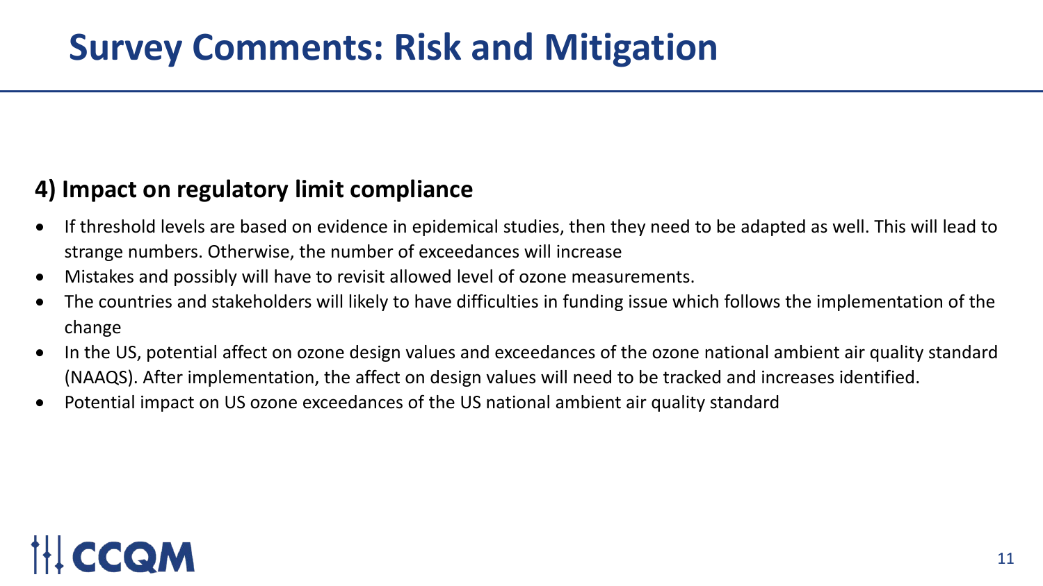# Survey Comments: Risk and Mitigation

### 4) Impact on regulatory limit compliance

- If threshold levels are based on evidence in epidemical studies, then they need to be adapted as well. This will lead to strange numbers. Otherwise, the number of exceedances will increase
- Mistakes and possibly will have to revisit allowed level of ozone measurements.
- The countries and stakeholders will likely to have difficulties in funding issue which follows the implementation of the change
- In the US, potential affect on ozone design values and exceedances of the ozone national ambient air quality standard (NAAQS). After implementation, the affect on design values will need to be tracked and increases identified.
- Potential impact on US ozone exceedances of the US national ambient air quality standard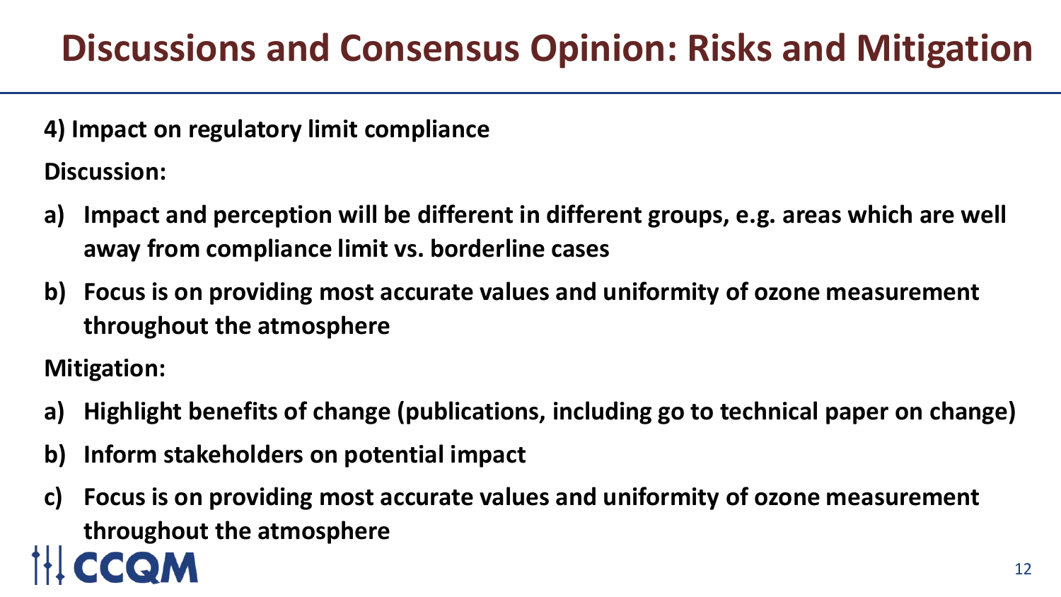# Discussions and Consensus Opinion: Risks and Mitigation

**4) Impact on regulatory limit compliance**

**Discussion:**

a) **Impact and perception will be different in different groups, e.g. areas which are well away from compliance limit vs. borderline cases**

b) **Focus is on providing most accurate values and uniformity of ozone measurement throughout the atmosphere**

**Mitigation:**

a) **Highlight benefits of change (publications, including go to technical paper on change)**

b) **Inform stakeholders on potential impact**

c) **Focus is on providing most accurate values and uniformity of ozone measurement throughout the atmosphere**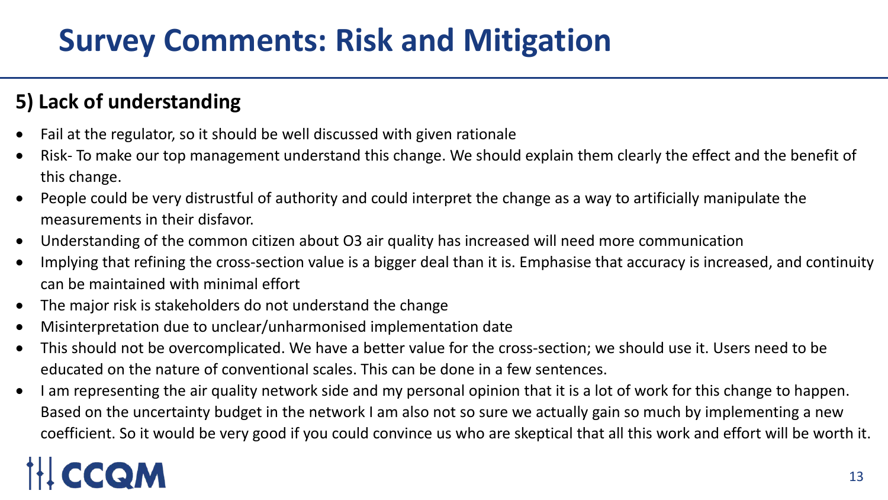# Survey Comments: Risk and Mitigation

## 5) Lack of understanding

- Fail at the regulator, so it should be well discussed with given rationale
- Risk- To make our top management understand this change. We should explain them clearly the effect and the benefit of this change.
- People could be very distrustful of authority and could interpret the change as a way to artificially manipulate the measurements in their disfavor.
- Understanding of the common citizen about $O_3$ air quality has increased will need more communication
- Implying that refining the cross-section value is a bigger deal than it is. Emphasise that accuracy is increased, and continuity can be maintained with minimal effort
- The major risk is stakeholders do not understand the change
- Misinterpretation due to unclear/unharmonised implementation date
- This should not be overcomplicated. We have a better value for the cross-section; we should use it. Users need to be educated on the nature of conventional scales. This can be done in a few sentences.
- I am representing the air quality network side and my personal opinion that it is a lot of work for this change to happen. Based on the uncertainty budget in the network I am also not so sure we actually gain so much by implementing a new coefficient. So it would be very good if you could convince us who are skeptical that all this work and effort will be worth it.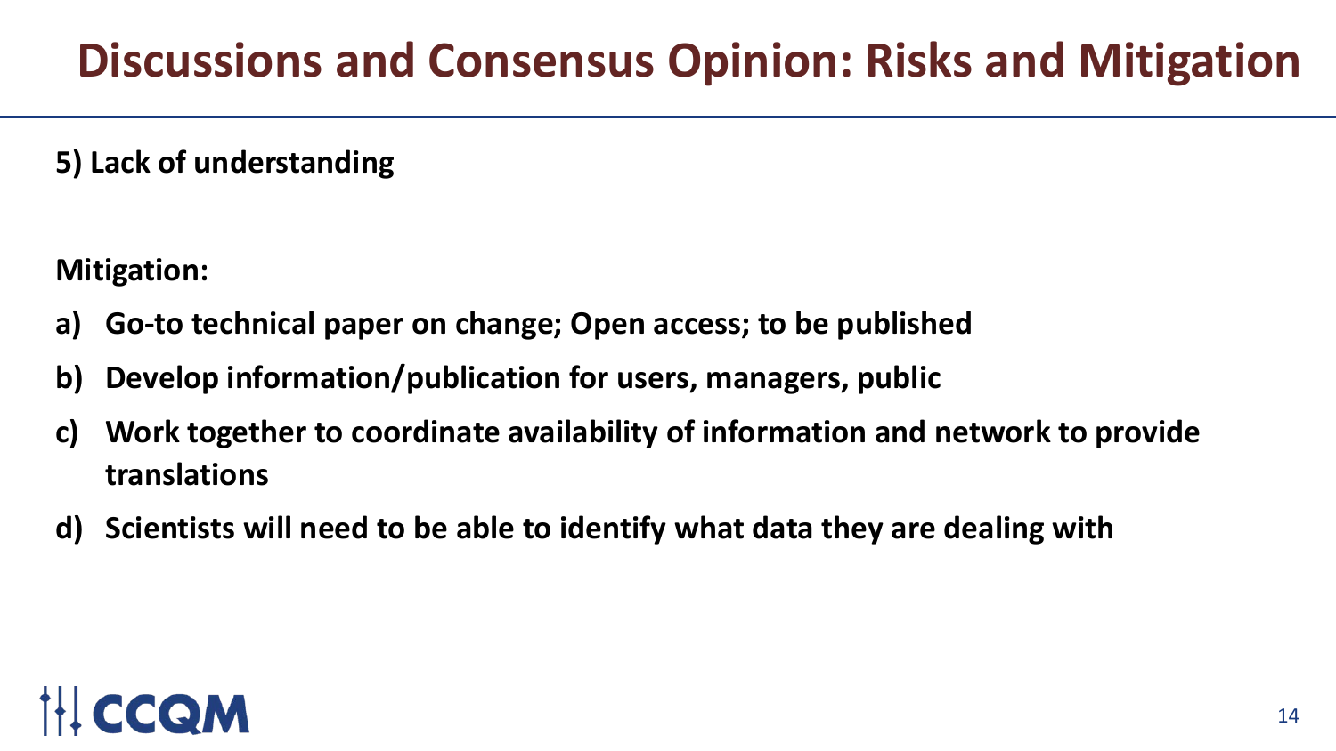# Discussions and Consensus Opinion: Risks and Mitigation

**5) Lack of understanding**

**Mitigation:**

a) **Go-to technical paper on change; Open access; to be published**
b) **Develop information/publication for users, managers, public**
c) **Work together to coordinate availability of information and network to provide translations**
d) **Scientists will need to be able to identify what data they are dealing with**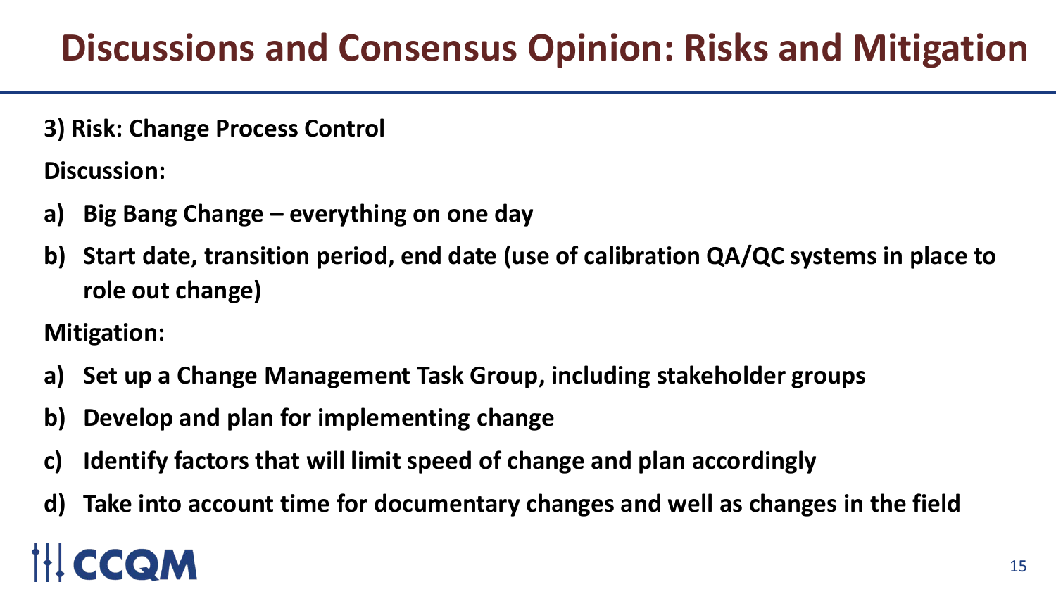# Discussions and Consensus Opinion: Risks and Mitigation

**3) Risk: Change Process Control**

**Discussion:**

a) **Big Bang Change – everything on one day**
b) **Start date, transition period, end date (use of calibration QA/QC systems in place to role out change)**

**Mitigation:**

a) **Set up a Change Management Task Group, including stakeholder groups**
b) **Develop and plan for implementing change**
c) **Identify factors that will limit speed of change and plan accordingly**
d) **Take into account time for documentary changes and well as changes in the field**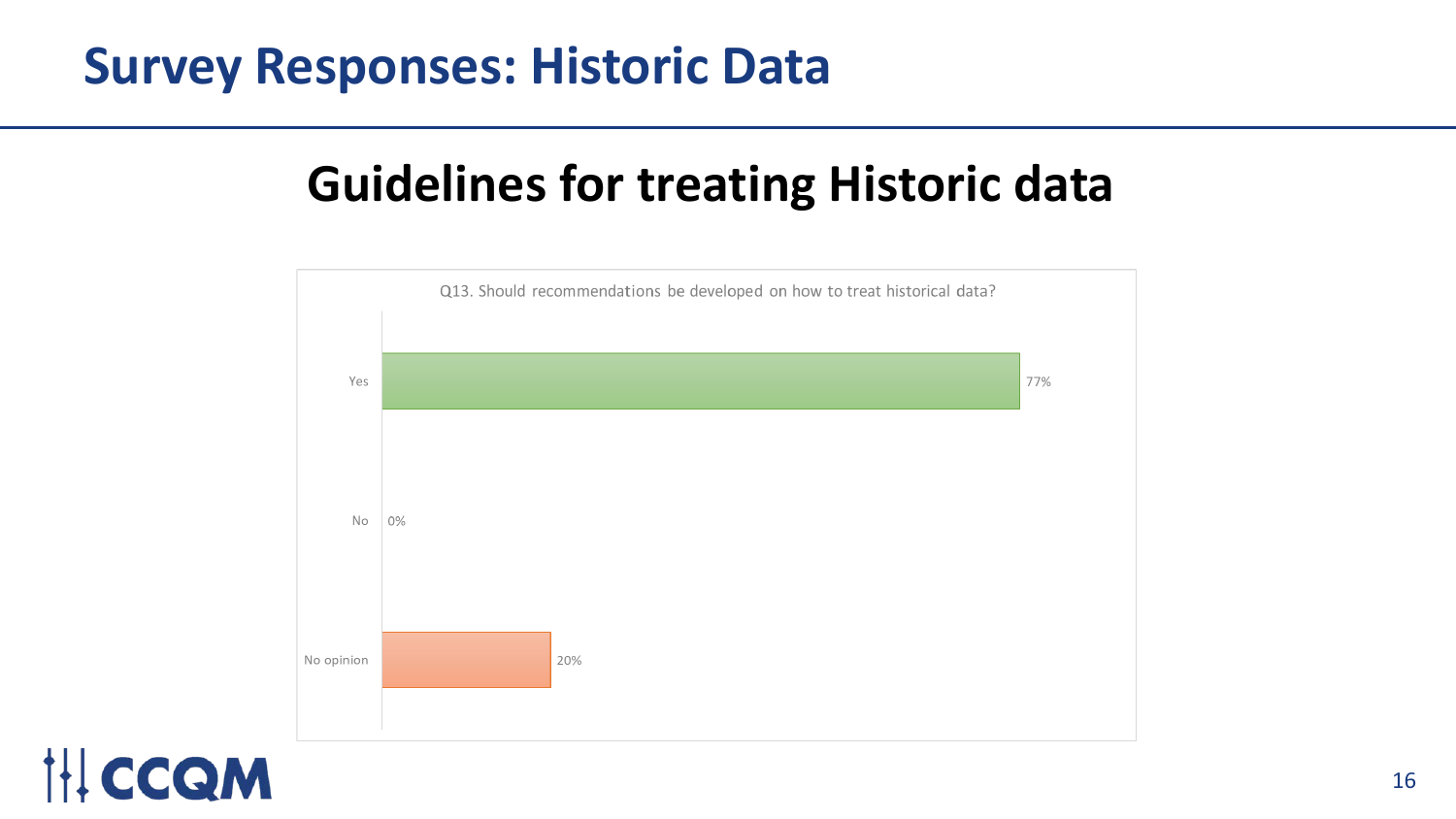# Survey Responses: Historic Data

## Guidelines for treating Historic data

Q13. Should recommendations be developed on how to treat historical data?

| Response | Percentage |
|---|---|
| Yes | 77% |
| No | 0% |
| No opinion | 20% |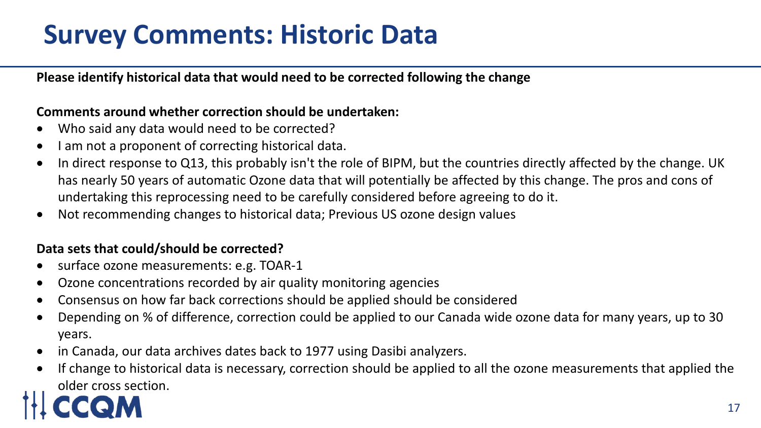# Survey Comments: Historic Data

**Please identify historical data that would need to be corrected following the change**

**Comments around whether correction should be undertaken:**

- Who said any data would need to be corrected?
- I am not a proponent of correcting historical data.
- In direct response to Q13, this probably isn't the role of BIPM, but the countries directly affected by the change. UK has nearly 50 years of automatic Ozone data that will potentially be affected by this change. The pros and cons of undertaking this reprocessing need to be carefully considered before agreeing to do it.
- Not recommending changes to historical data; Previous US ozone design values

**Data sets that could/should be corrected?**

- surface ozone measurements: e.g. TOAR-1
- Ozone concentrations recorded by air quality monitoring agencies
- Consensus on how far back corrections should be applied should be considered
- Depending on % of difference, correction could be applied to our Canada wide ozone data for many years, up to 30 years.
- in Canada, our data archives dates back to 1977 using Dasibi analyzers.
- If change to historical data is necessary, correction should be applied to all the ozone measurements that applied the older cross section.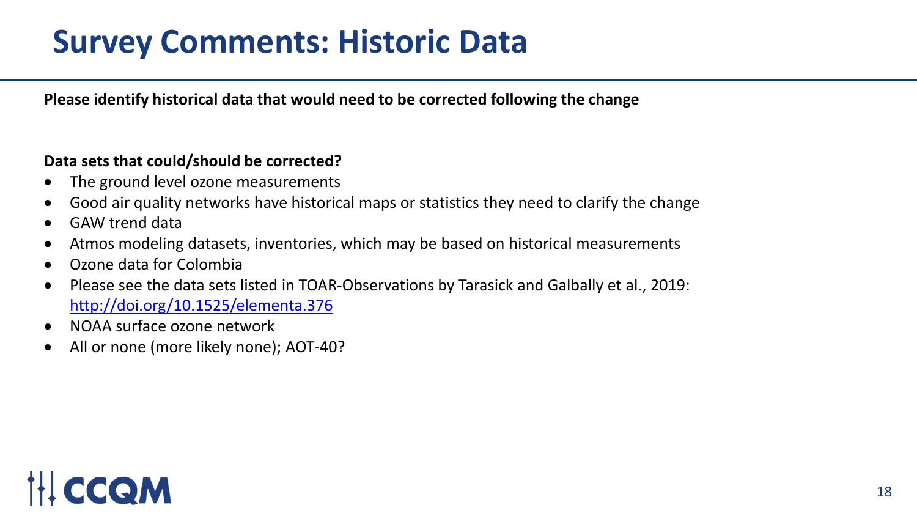# Survey Comments: Historic Data

**Please identify historical data that would need to be corrected following the change**

**Data sets that could/should be corrected?**

- The ground level ozone measurements
- Good air quality networks have historical maps or statistics they need to clarify the change
- GAW trend data
- Atmos modeling datasets, inventories, which may be based on historical measurements
- Ozone data for Colombia
- Please see the data sets listed in TOAR-Observations by Tarasick and Galbally et al., 2019: http://doi.org/10.1525/elementa.376
- NOAA surface ozone network
- All or none (more likely none); AOT-40?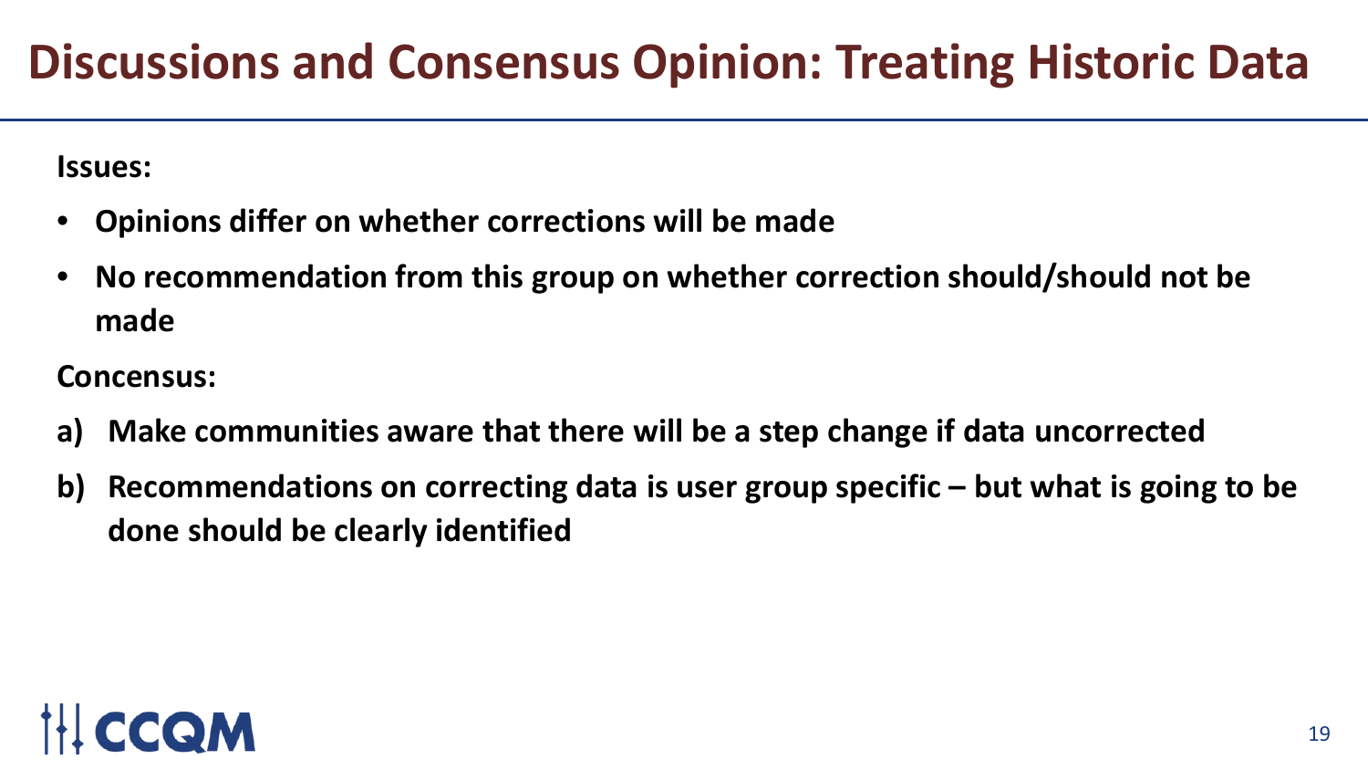# Discussions and Consensus Opinion: Treating Historic Data

**Issues:**

- **Opinions differ on whether corrections will be made**
- **No recommendation from this group on whether correction should/should not be made**

**Concensus:**

a) **Make communities aware that there will be a step change if data uncorrected**

b) **Recommendations on correcting data is user group specific – but what is going to be done should be clearly identified**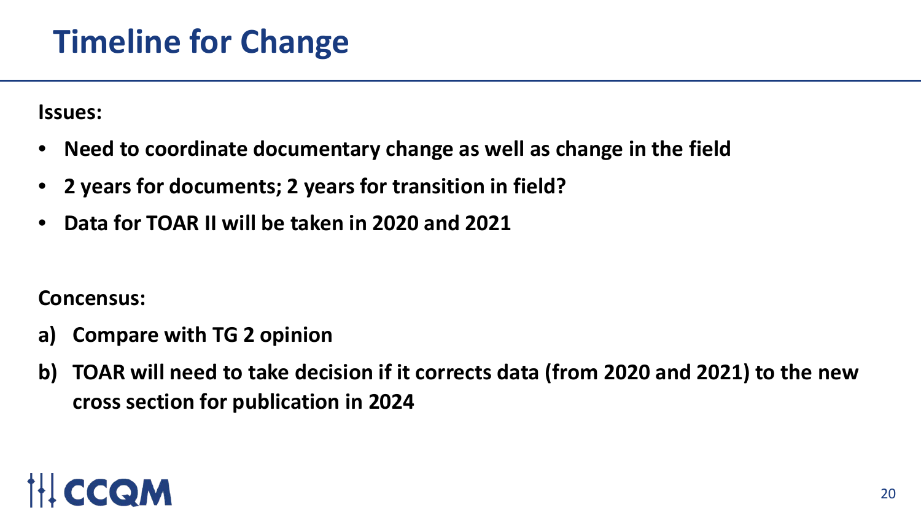# Timeline for Change

**Issues:**

- **Need to coordinate documentary change as well as change in the field**
- **2 years for documents; 2 years for transition in field?**
- **Data for TOAR II will be taken in 2020 and 2021**

**Concensus:**

a) **Compare with TG 2 opinion**

b) **TOAR will need to take decision if it corrects data (from 2020 and 2021) to the new cross section for publication in 2024**

CCQM